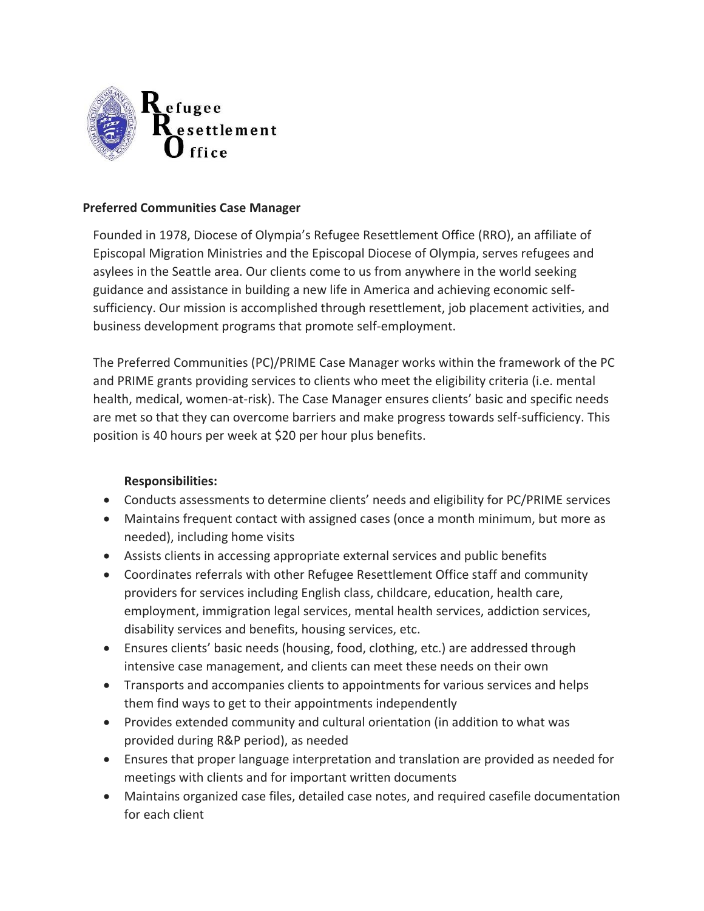**Refugee Resettlement Office**

## Preferred Communities Case Manager

Founded in 1978, Diocese of Olympia's Refugee Resettlement Office (RRO), an affiliate of Episcopal Migration Ministries and the Episcopal Diocese of Olympia, serves refugees and asylees in the Seattle area. Our clients come to us from anywhere in the world seeking guidance and assistance in building a new life in America and achieving economic self-sufficiency. Our mission is accomplished through resettlement, job placement activities, and business development programs that promote self-employment.

The Preferred Communities (PC)/PRIME Case Manager works within the framework of the PC and PRIME grants providing services to clients who meet the eligibility criteria (i.e. mental health, medical, women-at-risk). The Case Manager ensures clients' basic and specific needs are met so that they can overcome barriers and make progress towards self-sufficiency. This position is 40 hours per week at $20 per hour plus benefits.

**Responsibilities:**

- Conducts assessments to determine clients' needs and eligibility for PC/PRIME services
- Maintains frequent contact with assigned cases (once a month minimum, but more as needed), including home visits
- Assists clients in accessing appropriate external services and public benefits
- Coordinates referrals with other Refugee Resettlement Office staff and community providers for services including English class, childcare, education, health care, employment, immigration legal services, mental health services, addiction services, disability services and benefits, housing services, etc.
- Ensures clients' basic needs (housing, food, clothing, etc.) are addressed through intensive case management, and clients can meet these needs on their own
- Transports and accompanies clients to appointments for various services and helps them find ways to get to their appointments independently
- Provides extended community and cultural orientation (in addition to what was provided during R&P period), as needed
- Ensures that proper language interpretation and translation are provided as needed for meetings with clients and for important written documents
- Maintains organized case files, detailed case notes, and required casefile documentation for each client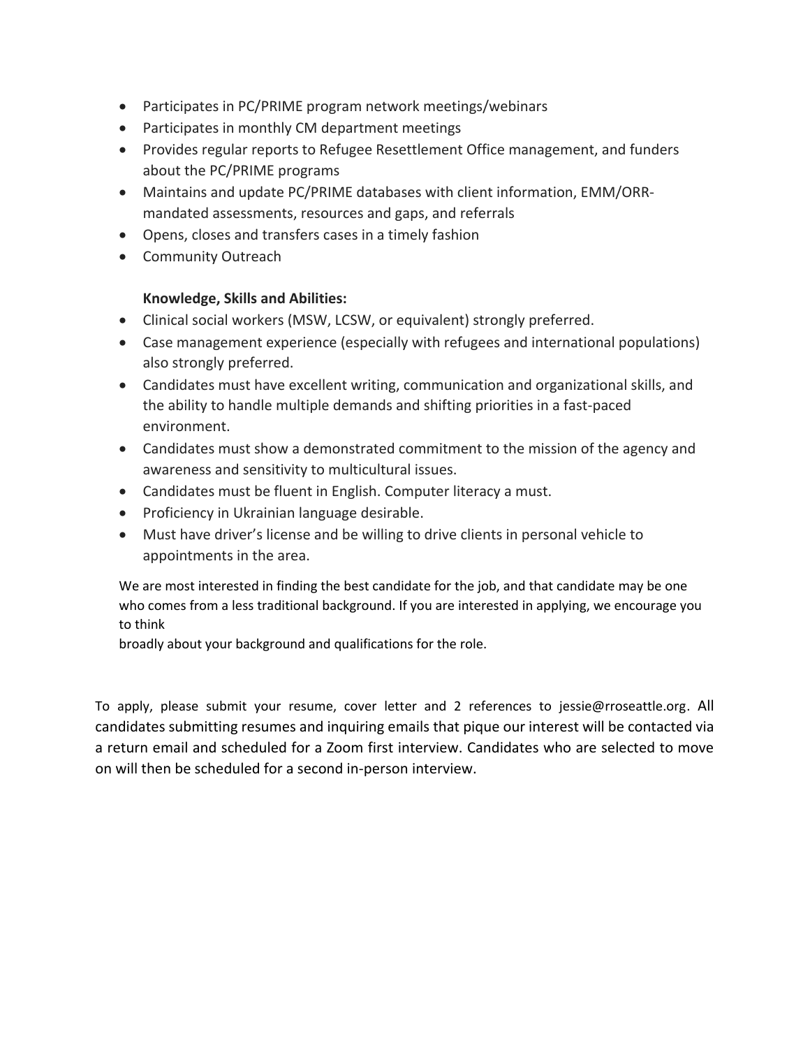- Participates in PC/PRIME program network meetings/webinars
- Participates in monthly CM department meetings
- Provides regular reports to Refugee Resettlement Office management, and funders about the PC/PRIME programs
- Maintains and update PC/PRIME databases with client information, EMM/ORR-mandated assessments, resources and gaps, and referrals
- Opens, closes and transfers cases in a timely fashion
- Community Outreach

**Knowledge, Skills and Abilities:**

- Clinical social workers (MSW, LCSW, or equivalent) strongly preferred.
- Case management experience (especially with refugees and international populations) also strongly preferred.
- Candidates must have excellent writing, communication and organizational skills, and the ability to handle multiple demands and shifting priorities in a fast-paced environment.
- Candidates must show a demonstrated commitment to the mission of the agency and awareness and sensitivity to multicultural issues.
- Candidates must be fluent in English. Computer literacy a must.
- Proficiency in Ukrainian language desirable.
- Must have driver's license and be willing to drive clients in personal vehicle to appointments in the area.

We are most interested in finding the best candidate for the job, and that candidate may be one who comes from a less traditional background. If you are interested in applying, we encourage you to think broadly about your background and qualifications for the role.

To apply, please submit your resume, cover letter and 2 references to jessie@rroseattle.org. All candidates submitting resumes and inquiring emails that pique our interest will be contacted via a return email and scheduled for a Zoom first interview. Candidates who are selected to move on will then be scheduled for a second in-person interview.